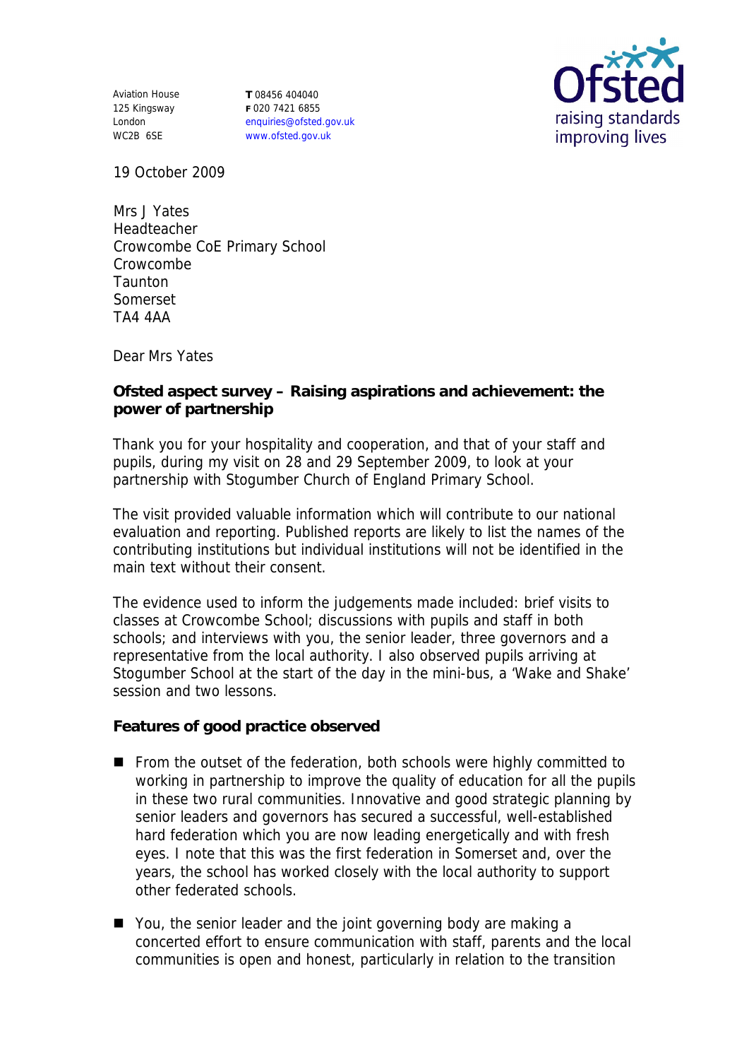Aviation House
125 Kingsway
London
WC2B 6SE

**T** 08456 404040
**F** 020 7421 6855
enquiries@ofsted.gov.uk
www.ofsted.gov.uk

19 October 2009

Mrs J Yates
Headteacher
Crowcombe CoE Primary School
Crowcombe
Taunton
Somerset
TA4 4AA

Dear Mrs Yates

**Ofsted aspect survey – Raising aspirations and achievement: the power of partnership**

Thank you for your hospitality and cooperation, and that of your staff and pupils, during my visit on 28 and 29 September 2009, to look at your partnership with Stogumber Church of England Primary School.

The visit provided valuable information which will contribute to our national evaluation and reporting. Published reports are likely to list the names of the contributing institutions but individual institutions will not be identified in the main text without their consent.

The evidence used to inform the judgements made included: brief visits to classes at Crowcombe School; discussions with pupils and staff in both schools; and interviews with you, the senior leader, three governors and a representative from the local authority. I also observed pupils arriving at Stogumber School at the start of the day in the mini-bus, a 'Wake and Shake' session and two lessons.

**Features of good practice observed**

- From the outset of the federation, both schools were highly committed to working in partnership to improve the quality of education for all the pupils in these two rural communities. Innovative and good strategic planning by senior leaders and governors has secured a successful, well-established hard federation which you are now leading energetically and with fresh eyes. I note that this was the first federation in Somerset and, over the years, the school has worked closely with the local authority to support other federated schools.
- You, the senior leader and the joint governing body are making a concerted effort to ensure communication with staff, parents and the local communities is open and honest, particularly in relation to the transition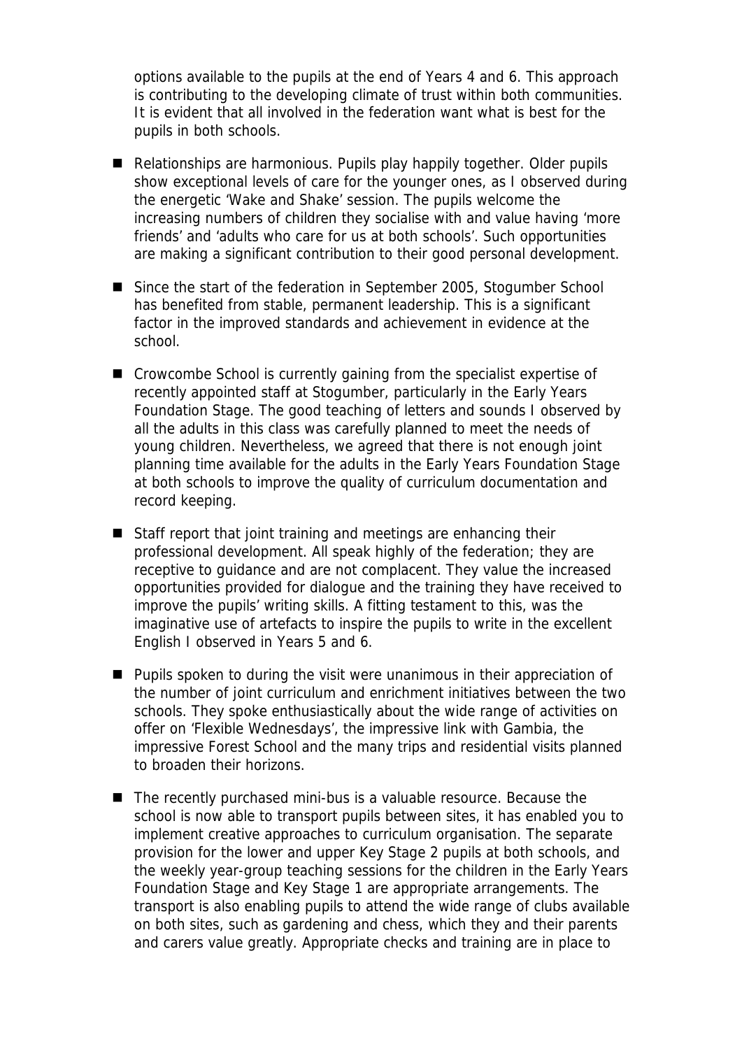options available to the pupils at the end of Years 4 and 6. This approach is contributing to the developing climate of trust within both communities. It is evident that all involved in the federation want what is best for the pupils in both schools.

- Relationships are harmonious. Pupils play happily together. Older pupils show exceptional levels of care for the younger ones, as I observed during the energetic 'Wake and Shake' session. The pupils welcome the increasing numbers of children they socialise with and value having 'more friends' and 'adults who care for us at both schools'. Such opportunities are making a significant contribution to their good personal development.

- Since the start of the federation in September 2005, Stogumber School has benefited from stable, permanent leadership. This is a significant factor in the improved standards and achievement in evidence at the school.

- Crowcombe School is currently gaining from the specialist expertise of recently appointed staff at Stogumber, particularly in the Early Years Foundation Stage. The good teaching of letters and sounds I observed by all the adults in this class was carefully planned to meet the needs of young children. Nevertheless, we agreed that there is not enough joint planning time available for the adults in the Early Years Foundation Stage at both schools to improve the quality of curriculum documentation and record keeping.

- Staff report that joint training and meetings are enhancing their professional development. All speak highly of the federation; they are receptive to guidance and are not complacent. They value the increased opportunities provided for dialogue and the training they have received to improve the pupils' writing skills. A fitting testament to this, was the imaginative use of artefacts to inspire the pupils to write in the excellent English I observed in Years 5 and 6.

- Pupils spoken to during the visit were unanimous in their appreciation of the number of joint curriculum and enrichment initiatives between the two schools. They spoke enthusiastically about the wide range of activities on offer on 'Flexible Wednesdays', the impressive link with Gambia, the impressive Forest School and the many trips and residential visits planned to broaden their horizons.

- The recently purchased mini-bus is a valuable resource. Because the school is now able to transport pupils between sites, it has enabled you to implement creative approaches to curriculum organisation. The separate provision for the lower and upper Key Stage 2 pupils at both schools, and the weekly year-group teaching sessions for the children in the Early Years Foundation Stage and Key Stage 1 are appropriate arrangements. The transport is also enabling pupils to attend the wide range of clubs available on both sites, such as gardening and chess, which they and their parents and carers value greatly. Appropriate checks and training are in place to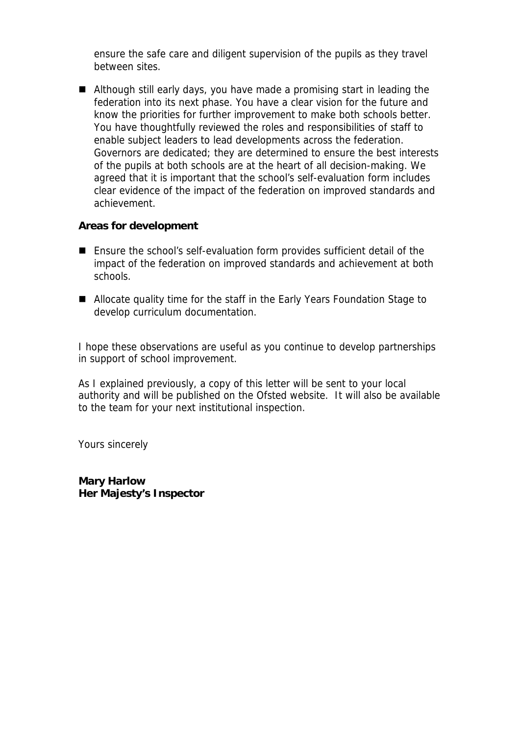ensure the safe care and diligent supervision of the pupils as they travel between sites.

- Although still early days, you have made a promising start in leading the federation into its next phase. You have a clear vision for the future and know the priorities for further improvement to make both schools better. You have thoughtfully reviewed the roles and responsibilities of staff to enable subject leaders to lead developments across the federation. Governors are dedicated; they are determined to ensure the best interests of the pupils at both schools are at the heart of all decision-making. We agreed that it is important that the school's self-evaluation form includes clear evidence of the impact of the federation on improved standards and achievement.

**Areas for development**

- Ensure the school's self-evaluation form provides sufficient detail of the impact of the federation on improved standards and achievement at both schools.
- Allocate quality time for the staff in the Early Years Foundation Stage to develop curriculum documentation.

I hope these observations are useful as you continue to develop partnerships in support of school improvement.

As I explained previously, a copy of this letter will be sent to your local authority and will be published on the Ofsted website. It will also be available to the team for your next institutional inspection.

Yours sincerely

**Mary Harlow**
**Her Majesty's Inspector**